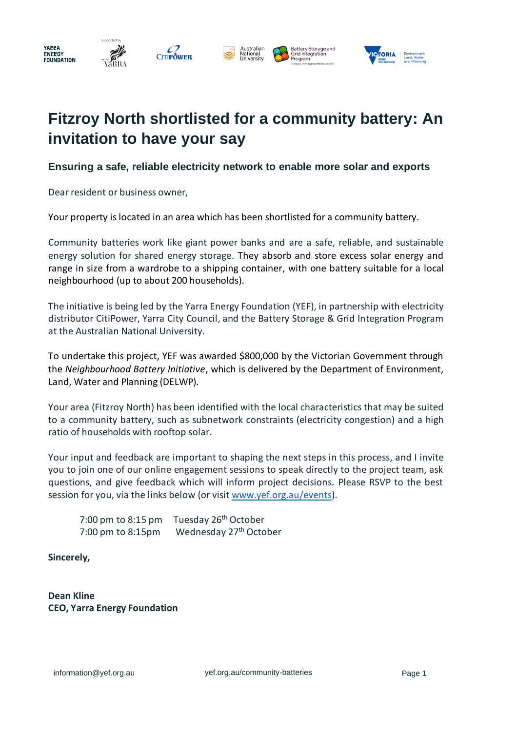# Fitzroy North shortlisted for a community battery: An invitation to have your say

### Ensuring a safe, reliable electricity network to enable more solar and exports

Dear resident or business owner,

Your property is located in an area which has been shortlisted for a community battery.

Community batteries work like giant power banks and are a safe, reliable, and sustainable energy solution for shared energy storage. They absorb and store excess solar energy and range in size from a wardrobe to a shipping container, with one battery suitable for a local neighbourhood (up to about 200 households).

The initiative is being led by the Yarra Energy Foundation (YEF), in partnership with electricity distributor CitiPower, Yarra City Council, and the Battery Storage & Grid Integration Program at the Australian National University.

To undertake this project, YEF was awarded $800,000 by the Victorian Government through the *Neighbourhood Battery Initiative*, which is delivered by the Department of Environment, Land, Water and Planning (DELWP).

Your area (Fitzroy North) has been identified with the local characteristics that may be suited to a community battery, such as subnetwork constraints (electricity congestion) and a high ratio of households with rooftop solar.

Your input and feedback are important to shaping the next steps in this process, and I invite you to join one of our online engagement sessions to speak directly to the project team, ask questions, and give feedback which will inform project decisions. Please RSVP to the best session for you, via the links below (or visit www.yef.org.au/events).

7:00 pm to 8:15 pm   Tuesday 26th October
7:00 pm to 8:15pm   Wednesday 27th October

**Sincerely,**

**Dean Kline**
**CEO, Yarra Energy Foundation**

information@yef.org.au   yef.org.au/community-batteries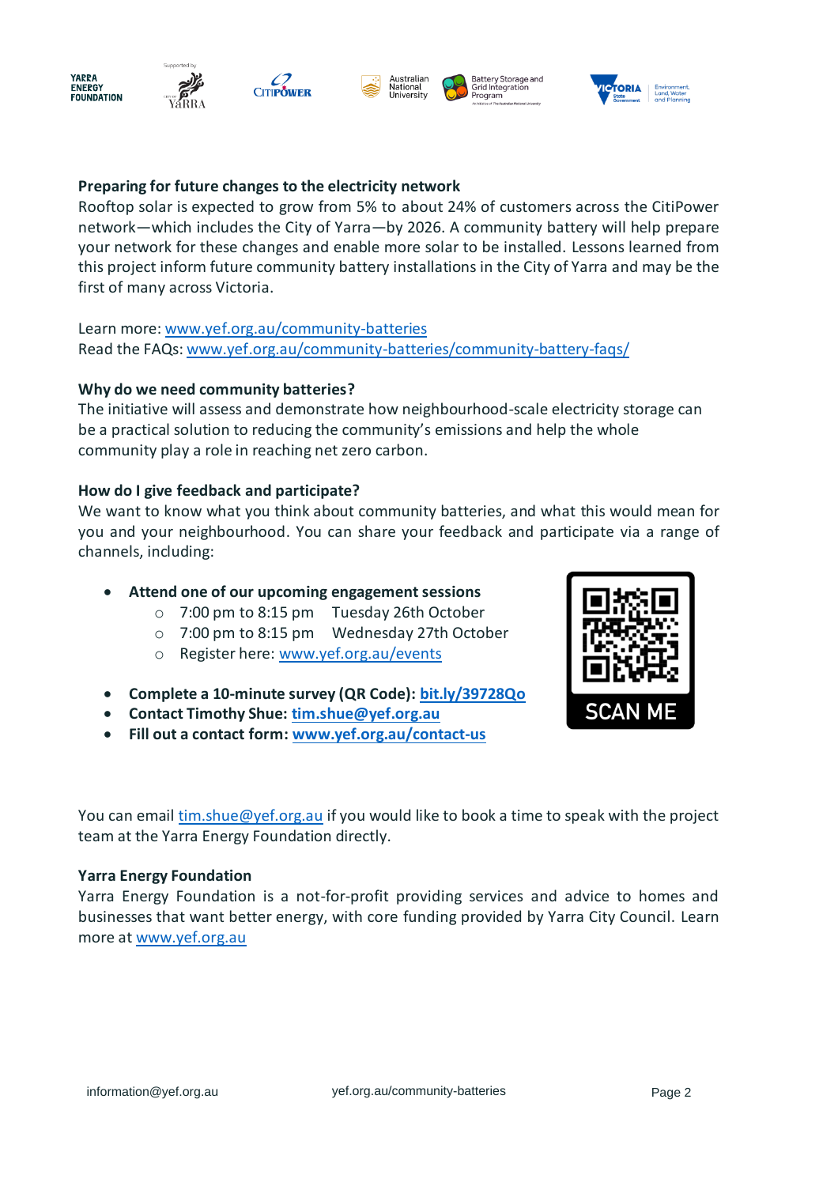### Preparing for future changes to the electricity network

Rooftop solar is expected to grow from 5% to about 24% of customers across the CitiPower network—which includes the City of Yarra—by 2026. A community battery will help prepare your network for these changes and enable more solar to be installed. Lessons learned from this project inform future community battery installations in the City of Yarra and may be the first of many across Victoria.

Learn more: [www.yef.org.au/community-batteries](www.yef.org.au/community-batteries)
Read the FAQs: [www.yef.org.au/community-batteries/community-battery-faqs/](www.yef.org.au/community-batteries/community-battery-faqs/)

### Why do we need community batteries?

The initiative will assess and demonstrate how neighbourhood-scale electricity storage can be a practical solution to reducing the community's emissions and help the whole community play a role in reaching net zero carbon.

### How do I give feedback and participate?

We want to know what you think about community batteries, and what this would mean for you and your neighbourhood. You can share your feedback and participate via a range of channels, including:

- **Attend one of our upcoming engagement sessions**
    - 7:00 pm to 8:15 pm Tuesday 26th October
    - 7:00 pm to 8:15 pm Wednesday 27th October
    - Register here: [www.yef.org.au/events](www.yef.org.au/events)
- **Complete a 10-minute survey (QR Code): [bit.ly/39728Qo](bit.ly/39728Qo)**
- **Contact Timothy Shue: [tim.shue@yef.org.au](mailto:tim.shue@yef.org.au)**
- **Fill out a contact form: [www.yef.org.au/contact-us](www.yef.org.au/contact-us)**

SCAN ME

You can email [tim.shue@yef.org.au](mailto:tim.shue@yef.org.au) if you would like to book a time to speak with the project team at the Yarra Energy Foundation directly.

### Yarra Energy Foundation

Yarra Energy Foundation is a not-for-profit providing services and advice to homes and businesses that want better energy, with core funding provided by Yarra City Council. Learn more at [www.yef.org.au](www.yef.org.au)